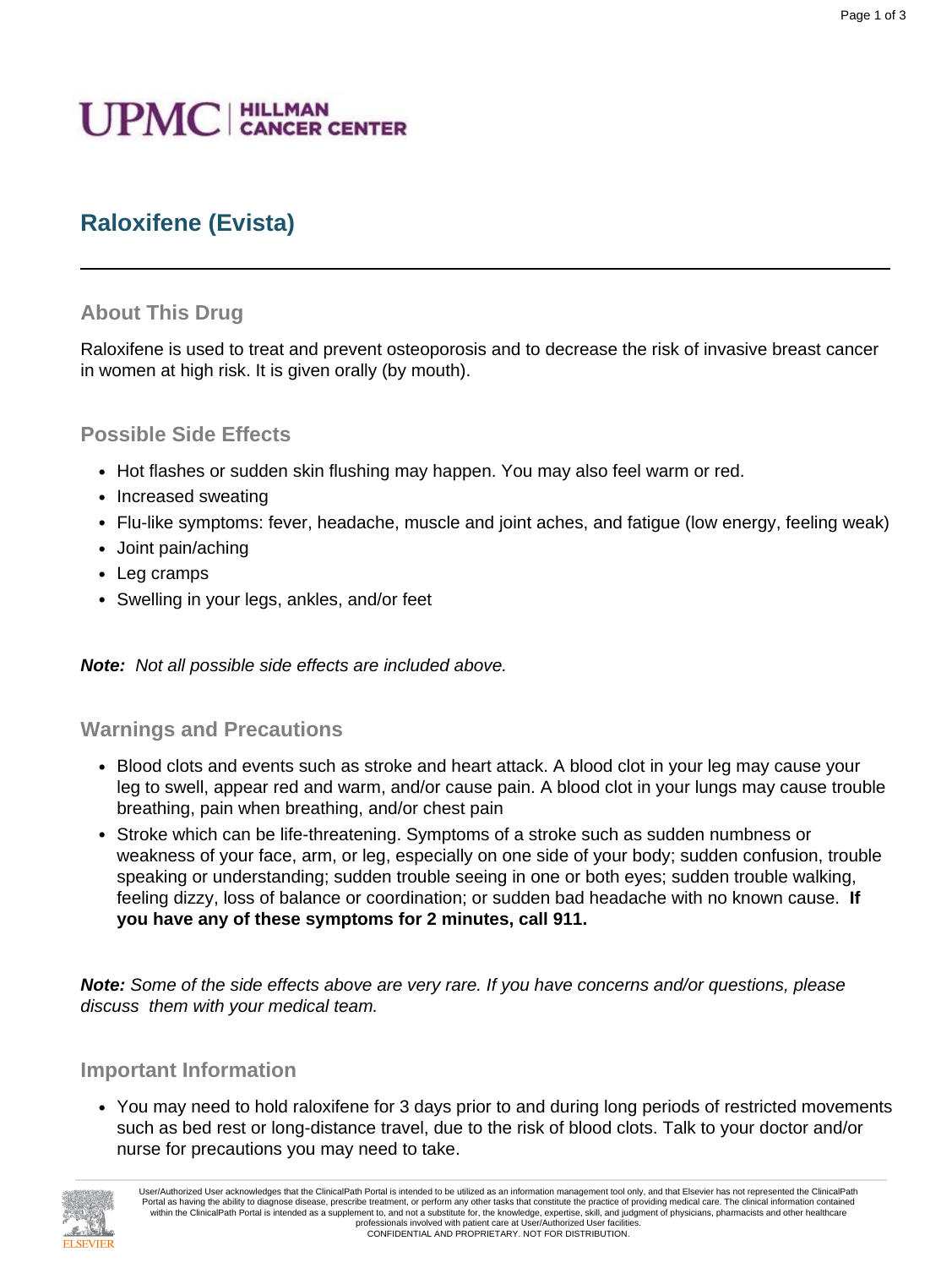UPMC | HILLMAN CANCER CENTER

# Raloxifene (Evista)

## About This Drug

Raloxifene is used to treat and prevent osteoporosis and to decrease the risk of invasive breast cancer in women at high risk. It is given orally (by mouth).

## Possible Side Effects

- Hot flashes or sudden skin flushing may happen. You may also feel warm or red.
- Increased sweating
- Flu-like symptoms: fever, headache, muscle and joint aches, and fatigue (low energy, feeling weak)
- Joint pain/aching
- Leg cramps
- Swelling in your legs, ankles, and/or feet

***Note:*** *Not all possible side effects are included above.*

## Warnings and Precautions

- Blood clots and events such as stroke and heart attack. A blood clot in your leg may cause your leg to swell, appear red and warm, and/or cause pain. A blood clot in your lungs may cause trouble breathing, pain when breathing, and/or chest pain
- Stroke which can be life-threatening. Symptoms of a stroke such as sudden numbness or weakness of your face, arm, or leg, especially on one side of your body; sudden confusion, trouble speaking or understanding; sudden trouble seeing in one or both eyes; sudden trouble walking, feeling dizzy, loss of balance or coordination; or sudden bad headache with no known cause. **If you have any of these symptoms for 2 minutes, call 911.**

***Note:*** *Some of the side effects above are very rare. If you have concerns and/or questions, please discuss them with your medical team.*

## Important Information

- You may need to hold raloxifene for 3 days prior to and during long periods of restricted movements such as bed rest or long-distance travel, due to the risk of blood clots. Talk to your doctor and/or nurse for precautions you may need to take.

User/Authorized User acknowledges that the ClinicalPath Portal is intended to be utilized as an information management tool only, and that Elsevier has not represented the ClinicalPath Portal as having the ability to diagnose disease, prescribe treatment, or perform any other tasks that constitute the practice of providing medical care. The clinical information contained within the ClinicalPath Portal is intended as a supplement to, and not a substitute for, the knowledge, expertise, skill, and judgment of physicians, pharmacists and other healthcare professionals involved with patient care at User/Authorized User facilities.
CONFIDENTIAL AND PROPRIETARY. NOT FOR DISTRIBUTION.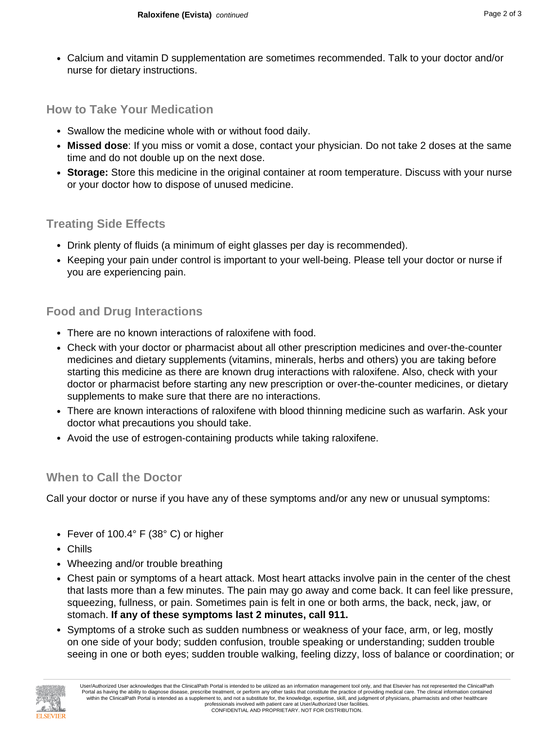- Calcium and vitamin D supplementation are sometimes recommended. Talk to your doctor and/or nurse for dietary instructions.

## How to Take Your Medication

- Swallow the medicine whole with or without food daily.
- **Missed dose**: If you miss or vomit a dose, contact your physician. Do not take 2 doses at the same time and do not double up on the next dose.
- **Storage:** Store this medicine in the original container at room temperature. Discuss with your nurse or your doctor how to dispose of unused medicine.

## Treating Side Effects

- Drink plenty of fluids (a minimum of eight glasses per day is recommended).
- Keeping your pain under control is important to your well-being. Please tell your doctor or nurse if you are experiencing pain.

## Food and Drug Interactions

- There are no known interactions of raloxifene with food.
- Check with your doctor or pharmacist about all other prescription medicines and over-the-counter medicines and dietary supplements (vitamins, minerals, herbs and others) you are taking before starting this medicine as there are known drug interactions with raloxifene. Also, check with your doctor or pharmacist before starting any new prescription or over-the-counter medicines, or dietary supplements to make sure that there are no interactions.
- There are known interactions of raloxifene with blood thinning medicine such as warfarin. Ask your doctor what precautions you should take.
- Avoid the use of estrogen-containing products while taking raloxifene.

## When to Call the Doctor

Call your doctor or nurse if you have any of these symptoms and/or any new or unusual symptoms:

- Fever of 100.4° F (38° C) or higher
- Chills
- Wheezing and/or trouble breathing
- Chest pain or symptoms of a heart attack. Most heart attacks involve pain in the center of the chest that lasts more than a few minutes. The pain may go away and come back. It can feel like pressure, squeezing, fullness, or pain. Sometimes pain is felt in one or both arms, the back, neck, jaw, or stomach. **If any of these symptoms last 2 minutes, call 911.**
- Symptoms of a stroke such as sudden numbness or weakness of your face, arm, or leg, mostly on one side of your body; sudden confusion, trouble speaking or understanding; sudden trouble seeing in one or both eyes; sudden trouble walking, feeling dizzy, loss of balance or coordination; or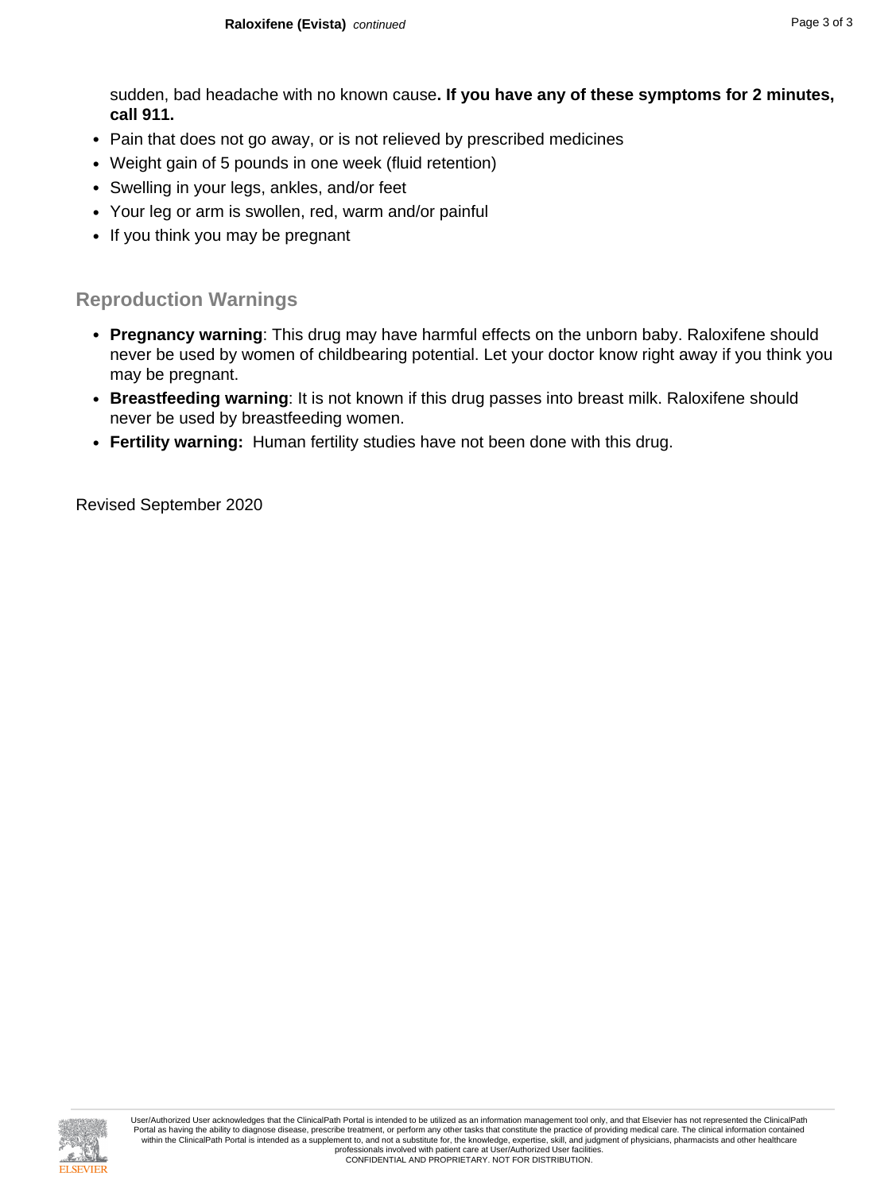sudden, bad headache with no known cause**. If you have any of these symptoms for 2 minutes, call 911.**

- Pain that does not go away, or is not relieved by prescribed medicines
- Weight gain of 5 pounds in one week (fluid retention)
- Swelling in your legs, ankles, and/or feet
- Your leg or arm is swollen, red, warm and/or painful
- If you think you may be pregnant

## Reproduction Warnings

- **Pregnancy warning**: This drug may have harmful effects on the unborn baby. Raloxifene should never be used by women of childbearing potential. Let your doctor know right away if you think you may be pregnant.
- **Breastfeeding warning**: It is not known if this drug passes into breast milk. Raloxifene should never be used by breastfeeding women.
- **Fertility warning:** Human fertility studies have not been done with this drug.

Revised September 2020

User/Authorized User acknowledges that the ClinicalPath Portal is intended to be utilized as an information management tool only, and that Elsevier has not represented the ClinicalPath Portal as having the ability to diagnose disease, prescribe treatment, or perform any other tasks that constitute the practice of providing medical care. The clinical information contained within the ClinicalPath Portal is intended as a supplement to, and not a substitute for, the knowledge, expertise, skill, and judgment of physicians, pharmacists and other healthcare professionals involved with patient care at User/Authorized User facilities.
CONFIDENTIAL AND PROPRIETARY. NOT FOR DISTRIBUTION.